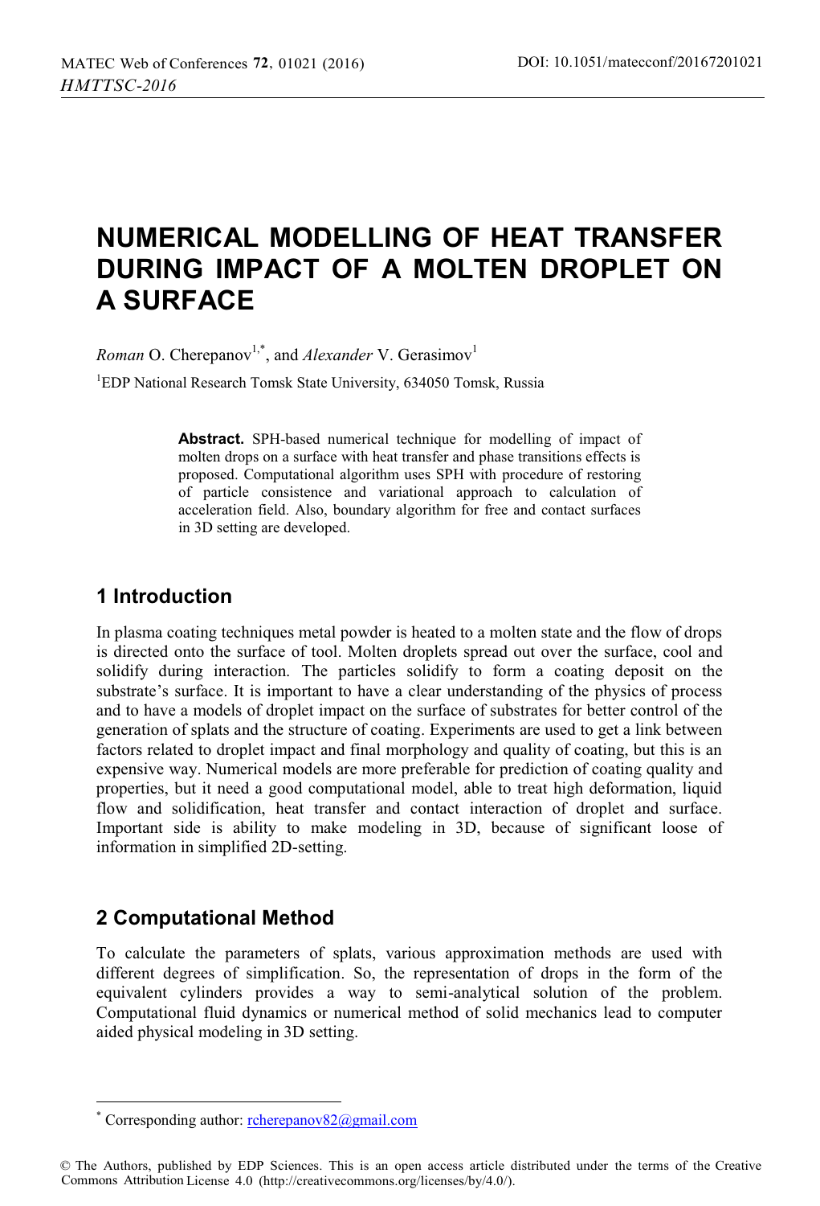# NUMERICAL MODELLING OF HEAT TRANSFER DURING IMPACT OF A MOLTEN DROPLET ON A SURFACE

*Roman* O. Cherepanov[1,*], and *Alexander* V. Gerasimov[1]

[1]EDP National Research Tomsk State University, 634050 Tomsk, Russia

**Abstract.** SPH-based numerical technique for modelling of impact of molten drops on a surface with heat transfer and phase transitions effects is proposed. Computational algorithm uses SPH with procedure of restoring of particle consistence and variational approach to calculation of acceleration field. Also, boundary algorithm for free and contact surfaces in 3D setting are developed.

## 1 Introduction

In plasma coating techniques metal powder is heated to a molten state and the flow of drops is directed onto the surface of tool. Molten droplets spread out over the surface, cool and solidify during interaction. The particles solidify to form a coating deposit on the substrate's surface. It is important to have a clear understanding of the physics of process and to have a models of droplet impact on the surface of substrates for better control of the generation of splats and the structure of coating. Experiments are used to get a link between factors related to droplet impact and final morphology and quality of coating, but this is an expensive way. Numerical models are more preferable for prediction of coating quality and properties, but it need a good computational model, able to treat high deformation, liquid flow and solidification, heat transfer and contact interaction of droplet and surface. Important side is ability to make modeling in 3D, because of significant loose of information in simplified 2D-setting.

## 2 Computational Method

To calculate the parameters of splats, various approximation methods are used with different degrees of simplification. So, the representation of drops in the form of the equivalent cylinders provides a way to semi-analytical solution of the problem. Computational fluid dynamics or numerical method of solid mechanics lead to computer aided physical modeling in 3D setting.

[*] Corresponding author: rcherepanov82@gmail.com

© The Authors, published by EDP Sciences. This is an open access article distributed under the terms of the Creative Commons Attribution License 4.0 (http://creativecommons.org/licenses/by/4.0/).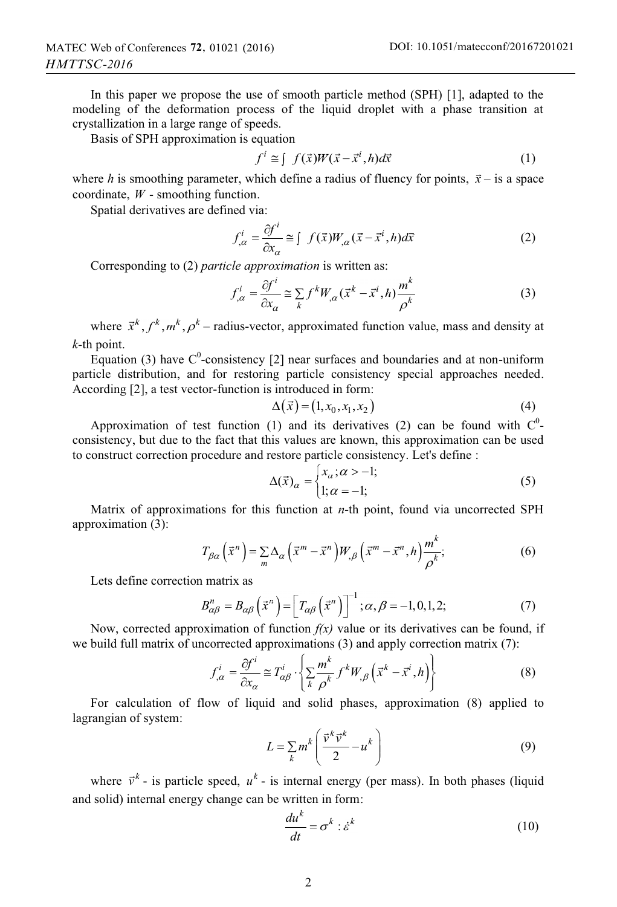In this paper we propose the use of smooth particle method (SPH) [1], adapted to the modeling of the deformation process of the liquid droplet with a phase transition at crystallization in a large range of speeds.

Basis of SPH approximation is equation

$$f^i \cong \int f(\vec{x})W(\vec{x}-\vec{x}^i,h)d\vec{x} \tag{1}$$

where $h$ is smoothing parameter, which define a radius of fluency for points, $\vec{x}$ – is a space coordinate, $W$ - smoothing function.

Spatial derivatives are defined via:

$$f^i_{,\alpha} = \frac{\partial f^i}{\partial x_\alpha} \cong \int f(\vec{x})W_{,\alpha}(\vec{x}-\vec{x}^i,h)d\vec{x} \tag{2}$$

Corresponding to (2) *particle approximation* is written as:

$$f^i_{,\alpha} = \frac{\partial f^i}{\partial x_\alpha} \cong \sum_k f^k W_{,\alpha}(\vec{x}^k-\vec{x}^i,h)\frac{m^k}{\rho^k} \tag{3}$$

where $\vec{x}^k, f^k, m^k, \rho^k$ – radius-vector, approximated function value, mass and density at $k$-th point.

Equation (3) have $C^0$-consistency [2] near surfaces and boundaries and at non-uniform particle distribution, and for restoring particle consistency special approaches needed. According [2], a test vector-function is introduced in form:

$$\Delta(\vec{x}) = (1, x_0, x_1, x_2) \tag{4}$$

Approximation of test function (1) and its derivatives (2) can be found with $C^0$-consistency, but due to the fact that this values are known, this approximation can be used to construct correction procedure and restore particle consistency. Let's define :

$$\Delta(\vec{x})_\alpha = \begin{cases} x_\alpha; \alpha > -1; \\ 1; \alpha = -1; \end{cases} \tag{5}$$

Matrix of approximations for this function at $n$-th point, found via uncorrected SPH approximation (3):

$$T_{\beta\alpha}\left(\vec{x}^n\right) = \sum_m \Delta_\alpha\left(\vec{x}^m - \vec{x}^n\right)W_{,\beta}\left(\vec{x}^m - \vec{x}^n, h\right)\frac{m^k}{\rho^k}; \tag{6}$$

Lets define correction matrix as

$$B^n_{\alpha\beta} = B_{\alpha\beta}\left(\vec{x}^n\right) = \left[T_{\alpha\beta}\left(\vec{x}^n\right)\right]^{-1}; \alpha, \beta = -1, 0, 1, 2; \tag{7}$$

Now, corrected approximation of function *f(x)* value or its derivatives can be found, if we build full matrix of uncorrected approximations (3) and apply correction matrix (7):

$$f^i_{,\alpha} = \frac{\partial f^i}{\partial x_\alpha} \cong T^i_{\alpha\beta} \cdot \left\{\sum_k \frac{m^k}{\rho^k} f^k W_{,\beta}\left(\vec{x}^k - \vec{x}^i, h\right)\right\} \tag{8}$$

For calculation of flow of liquid and solid phases, approximation (8) applied to lagrangian of system:

$$L = \sum_k m^k\left(\frac{\vec{v}^k\vec{v}^k}{2} - u^k\right) \tag{9}$$

where $\vec{v}^k$ - is particle speed, $u^k$ - is internal energy (per mass). In both phases (liquid and solid) internal energy change can be written in form:

$$\frac{du^k}{dt} = \sigma^k : \dot{\varepsilon}^k \tag{10}$$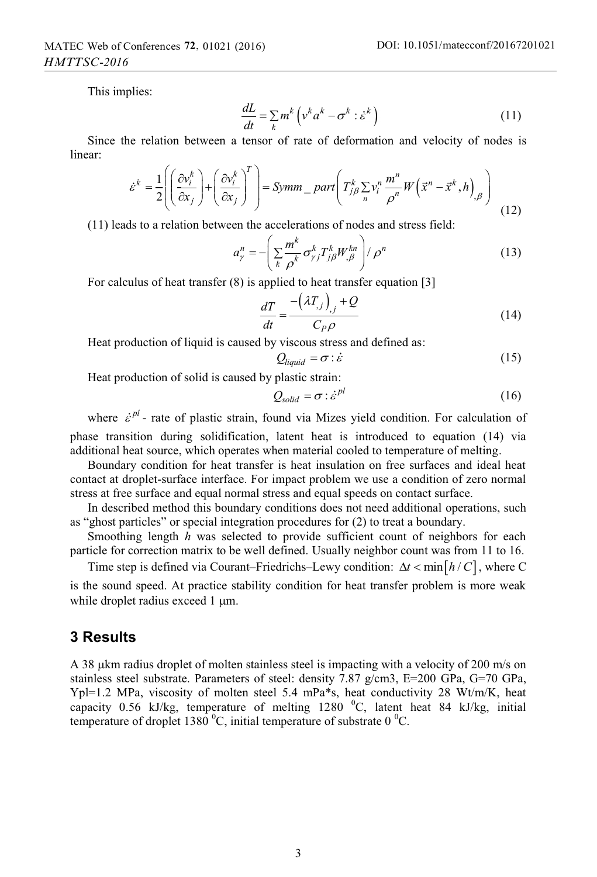This implies:

$$\frac{dL}{dt} = \sum_k m^k \left( v^k a^k - \sigma^k : \dot{\varepsilon}^k \right) \tag{11}$$

Since the relation between a tensor of rate of deformation and velocity of nodes is linear:

$$\dot{\varepsilon}^k = \frac{1}{2}\left( \left( \frac{\partial v_i^k}{\partial x_j} \right) + \left( \frac{\partial v_i^k}{\partial x_j} \right)^T \right) = Symm\_part\left( T_{j\beta}^k \sum_n v_i^n \frac{m^n}{\rho^n} W\left( \vec{x}^n - \vec{x}^k, h \right)_{,\beta} \right) \tag{12}$$

(11) leads to a relation between the accelerations of nodes and stress field:

$$a_\gamma^n = -\left( \sum_k \frac{m^k}{\rho^k} \sigma_{\gamma j}^k T_{j\beta}^k W_{,\beta}^{kn} \right) / \rho^n \tag{13}$$

For calculus of heat transfer (8) is applied to heat transfer equation [3]

$$\frac{dT}{dt} = \frac{-\left( \lambda T_{,j} \right)_{,j} + Q}{C_P \rho} \tag{14}$$

Heat production of liquid is caused by viscous stress and defined as:

$$Q_{liquid} = \sigma : \dot{\varepsilon} \tag{15}$$

Heat production of solid is caused by plastic strain:

$$Q_{solid} = \sigma : \dot{\varepsilon}^{pl} \tag{16}$$

where $\dot{\varepsilon}^{pl}$ - rate of plastic strain, found via Mizes yield condition. For calculation of phase transition during solidification, latent heat is introduced to equation (14) via additional heat source, which operates when material cooled to temperature of melting.

Boundary condition for heat transfer is heat insulation on free surfaces and ideal heat contact at droplet-surface interface. For impact problem we use a condition of zero normal stress at free surface and equal normal stress and equal speeds on contact surface.

In described method this boundary conditions does not need additional operations, such as "ghost particles" or special integration procedures for (2) to treat a boundary.

Smoothing length $h$ was selected to provide sufficient count of neighbors for each particle for correction matrix to be well defined. Usually neighbor count was from 11 to 16.

Time step is defined via Courant–Friedrichs–Lewy condition: $\Delta t < \min\left[ h / C \right]$, where C is the sound speed. At practice stability condition for heat transfer problem is more weak while droplet radius exceed 1 μm.

## 3 Results

A 38 μkm radius droplet of molten stainless steel is impacting with a velocity of 200 m/s on stainless steel substrate. Parameters of steel: density 7.87 g/cm3, E=200 GPa, G=70 GPa, Ypl=1.2 MPa, viscosity of molten steel 5.4 mPa*s, heat conductivity 28 Wt/m/K, heat capacity 0.56 kJ/kg, temperature of melting 1280 $^0$C, latent heat 84 kJ/kg, initial temperature of droplet 1380 $^0$C, initial temperature of substrate 0 $^0$C.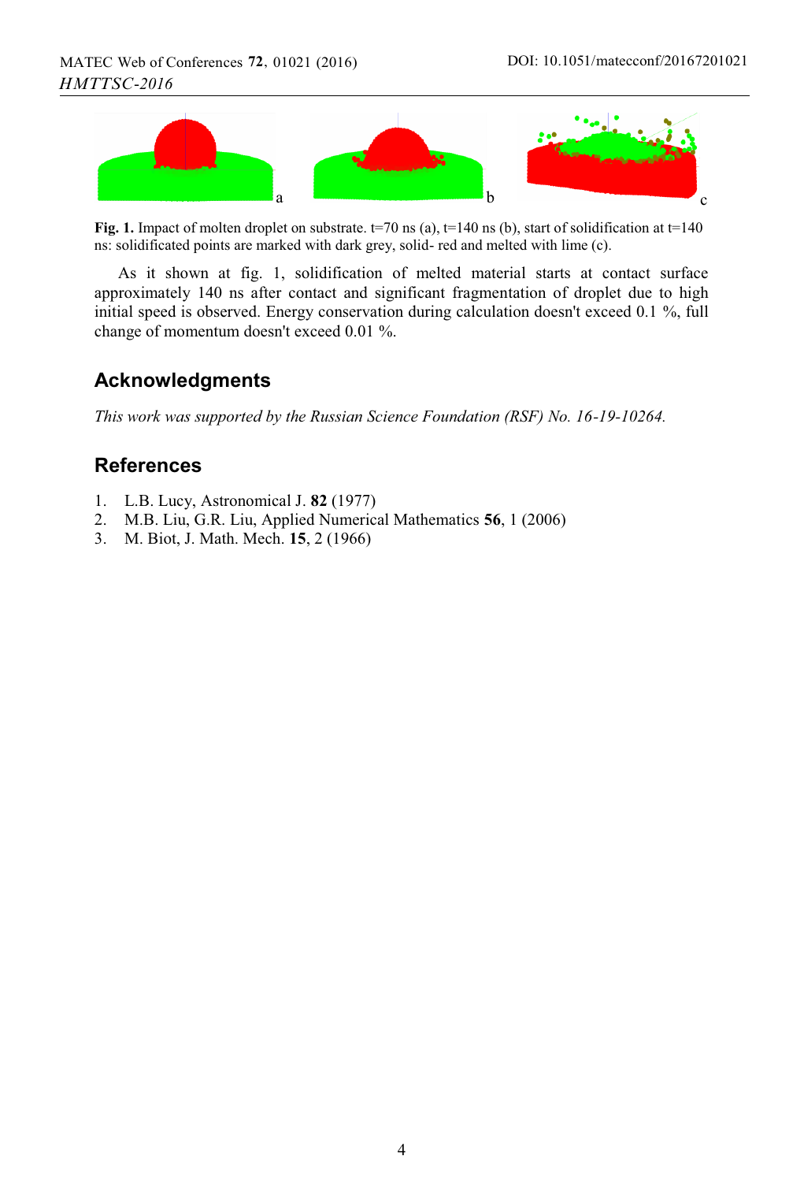a

b

c

**Fig. 1.** Impact of molten droplet on substrate. t=70 ns (a), t=140 ns (b), start of solidification at t=140 ns: solidificated points are marked with dark grey, solid- red and melted with lime (c).

As it shown at fig. 1, solidification of melted material starts at contact surface approximately 140 ns after contact and significant fragmentation of droplet due to high initial speed is observed. Energy conservation during calculation doesn't exceed 0.1 %, full change of momentum doesn't exceed 0.01 %.

## Acknowledgments

*This work was supported by the Russian Science Foundation (RSF) No. 16-19-10264.*

## References

1. L.B. Lucy, Astronomical J. **82** (1977)
2. M.B. Liu, G.R. Liu, Applied Numerical Mathematics **56**, 1 (2006)
3. M. Biot, J. Math. Mech. **15**, 2 (1966)